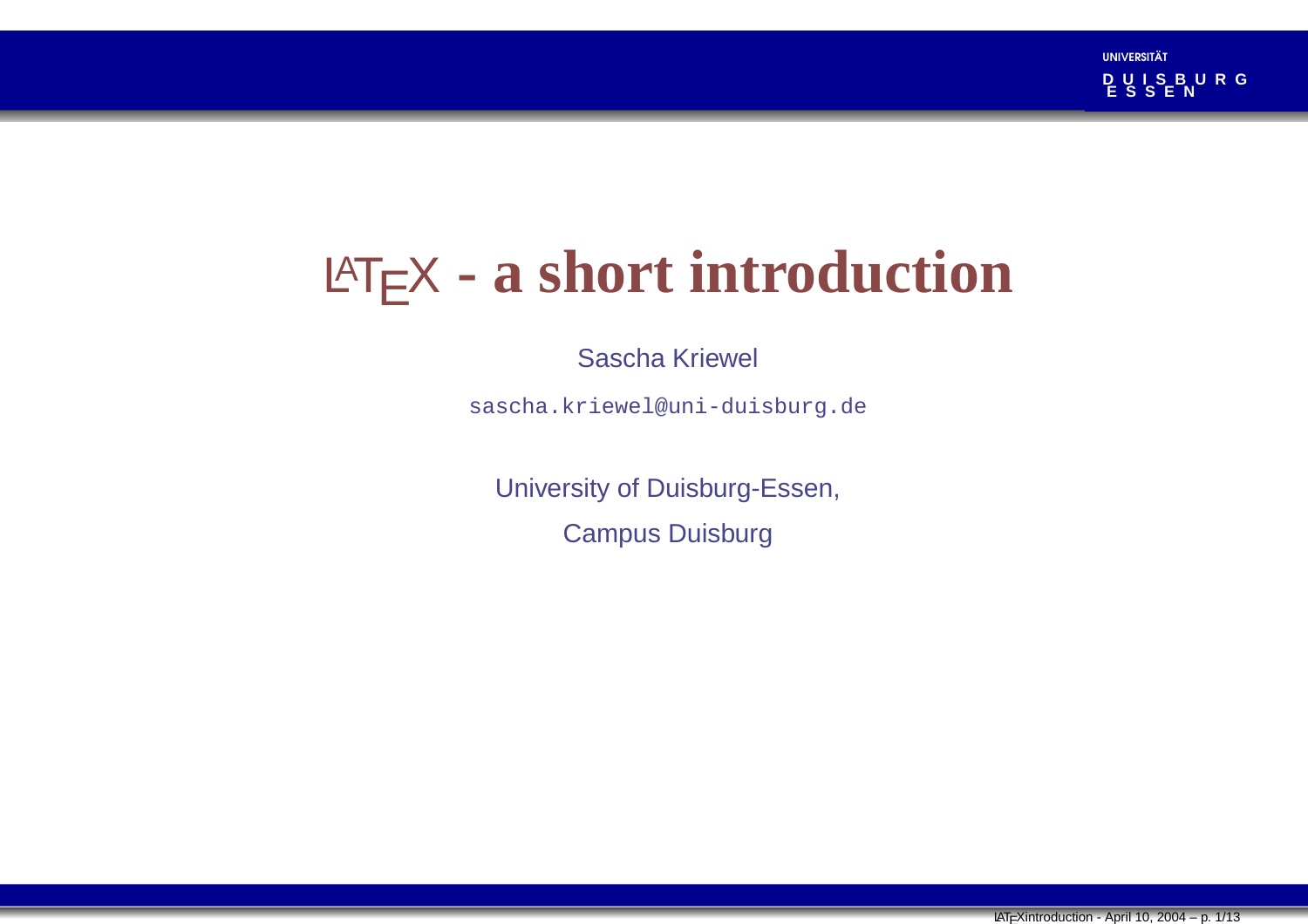# LaTeX - a short introduction

Sascha Kriewel

sascha.kriewel@uni-duisburg.de

University of Duisburg-Essen,

Campus Duisburg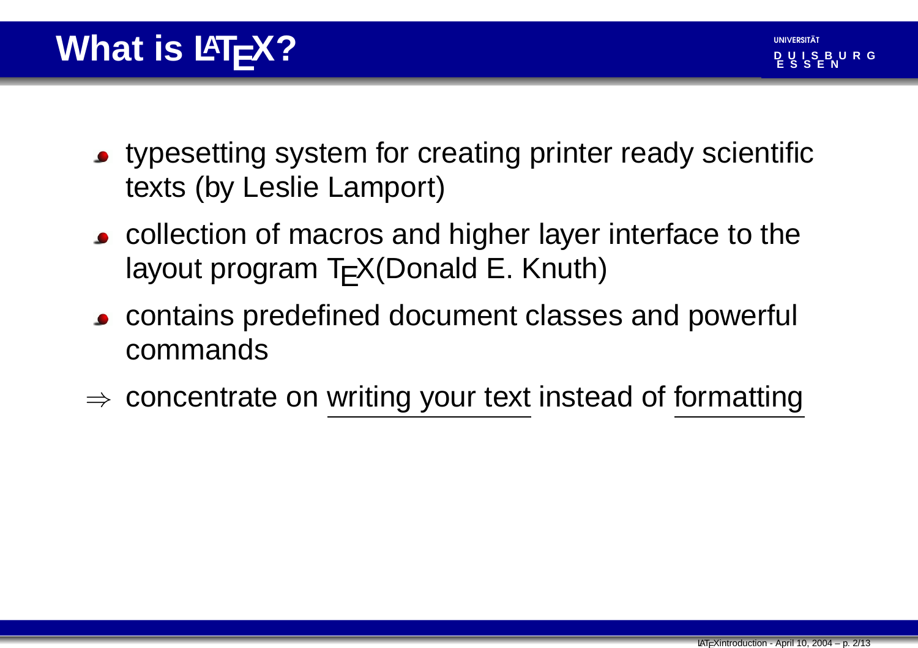# What is LaTeX?

- typesetting system for creating printer ready scientific texts (by Leslie Lamport)
- collection of macros and higher layer interface to the layout program TeX(Donald E. Knuth)
- contains predefined document classes and powerful commands

$\Rightarrow$ concentrate on writing your text instead of formatting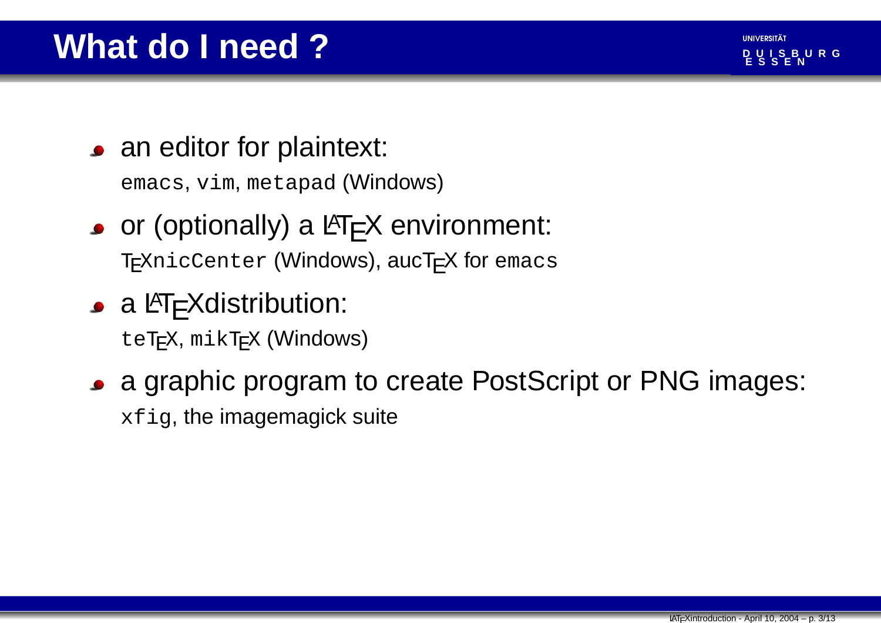# What do I need ?

- an editor for plaintext:
  `emacs`, `vim`, `metapad` (Windows)
- or (optionally) a LaTeX environment:
  `TeXnicCenter` (Windows), aucTeX for `emacs`
- a LaTeXdistribution:
  `teTeX`, `mikTeX` (Windows)
- a graphic program to create PostScript or PNG images:
  `xfig`, the imagemagick suite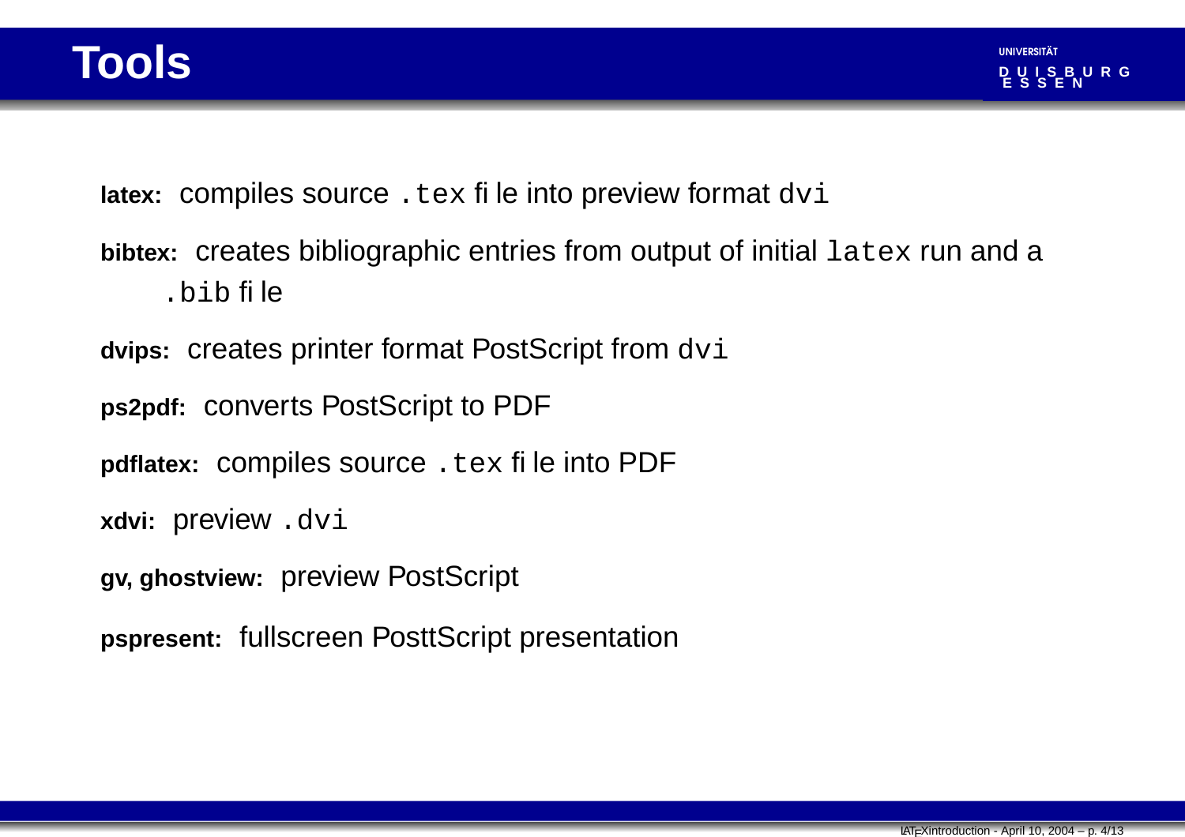# Tools

**latex:** compiles source `.tex` file into preview format `dvi`

**bibtex:** creates bibliographic entries from output of initial `latex` run and a `.bib` file

**dvips:** creates printer format PostScript from `dvi`

**ps2pdf:** converts PostScript to PDF

**pdflatex:** compiles source `.tex` file into PDF

**xdvi:** preview `.dvi`

**gv, ghostview:** preview PostScript

**pspresent:** fullscreen PosttScript presentation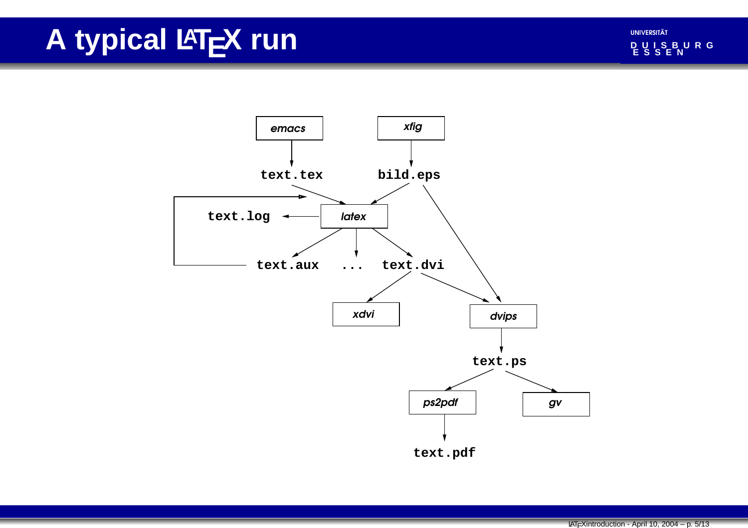# A typical LaTeX run

emacs

xfig

text.tex

bild.eps

text.log

latex

text.aux

...

text.dvi

xdvi

dvips

text.ps

ps2pdf

gv

text.pdf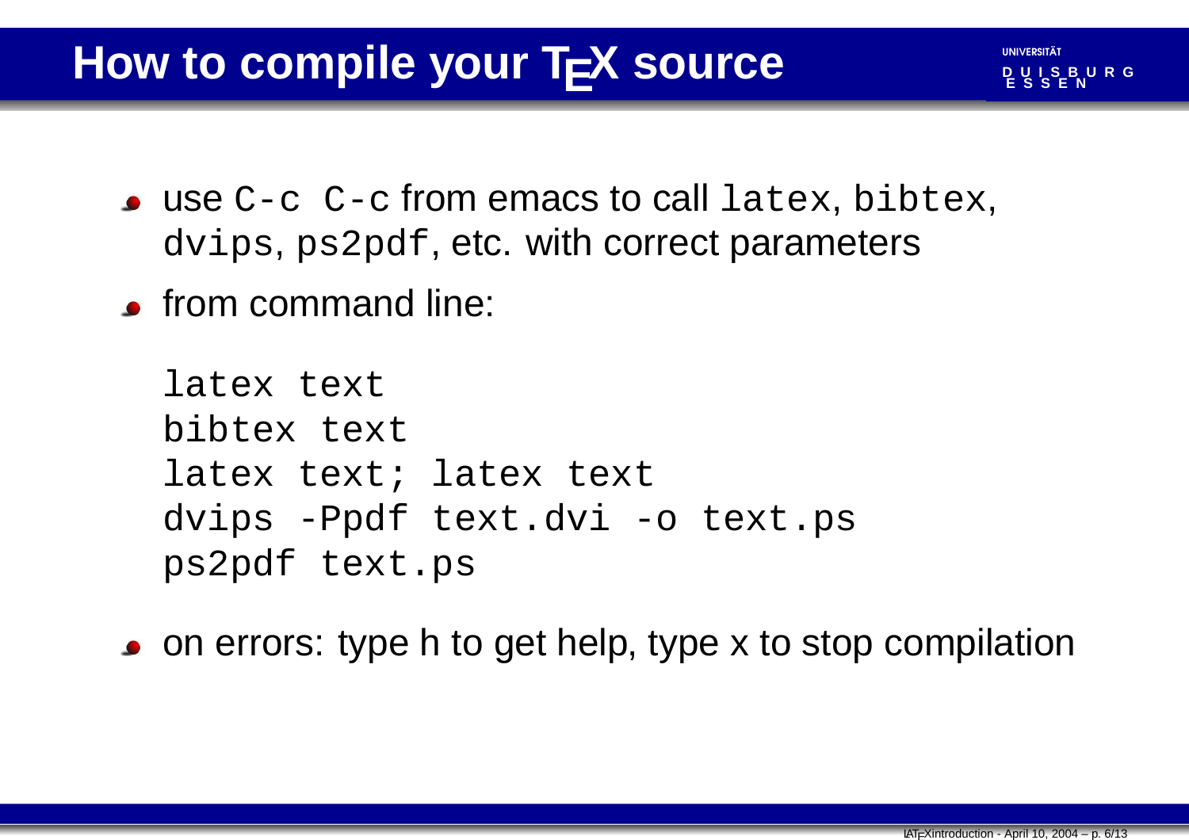# How to compile your TEX source

- use `C-c C-c` from emacs to call `latex`, `bibtex`, `dvips`, `ps2pdf`, etc. with correct parameters
- from command line:

```
latex text
bibtex text
latex text; latex text
dvips -Ppdf text.dvi -o text.ps
ps2pdf text.ps
```

- on errors: type h to get help, type x to stop compilation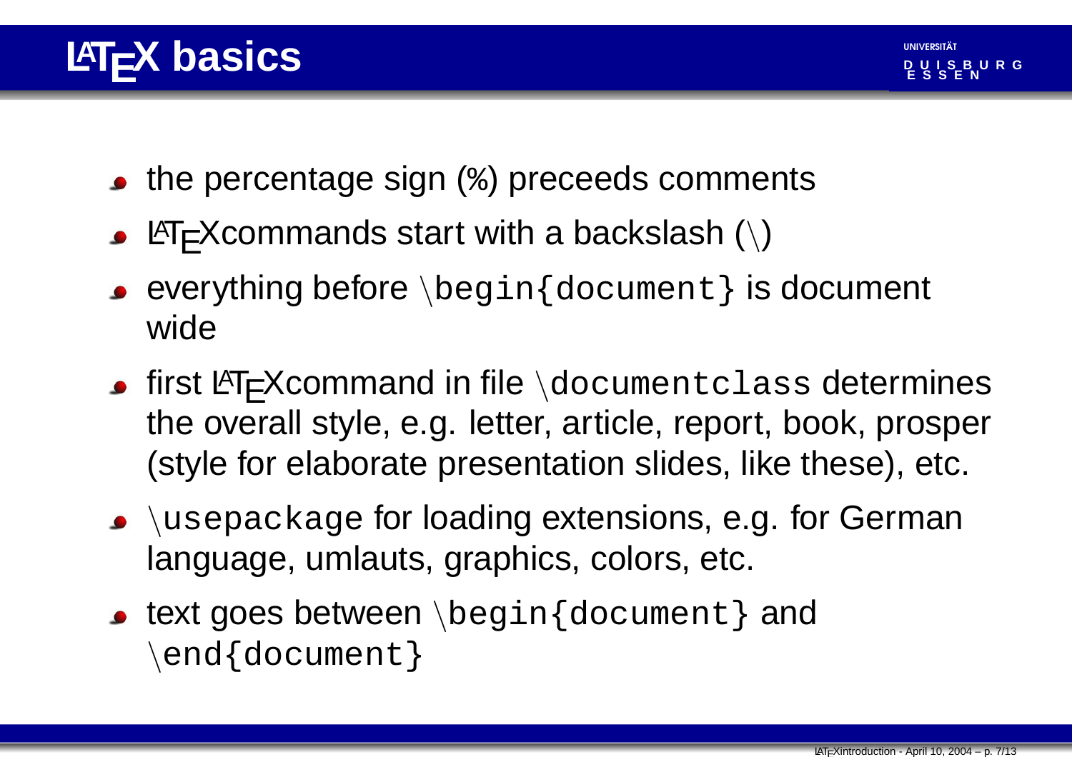# LaTeX basics

- the percentage sign (%) preceeds comments
- LaTeXcommands start with a backslash (\)
- everything before `\begin{document}` is document wide
- first LaTeXcommand in file `\documentclass` determines the overall style, e.g. letter, article, report, book, prosper (style for elaborate presentation slides, like these), etc.
- `\usepackage` for loading extensions, e.g. for German language, umlauts, graphics, colors, etc.
- text goes between `\begin{document}` and `\end{document}`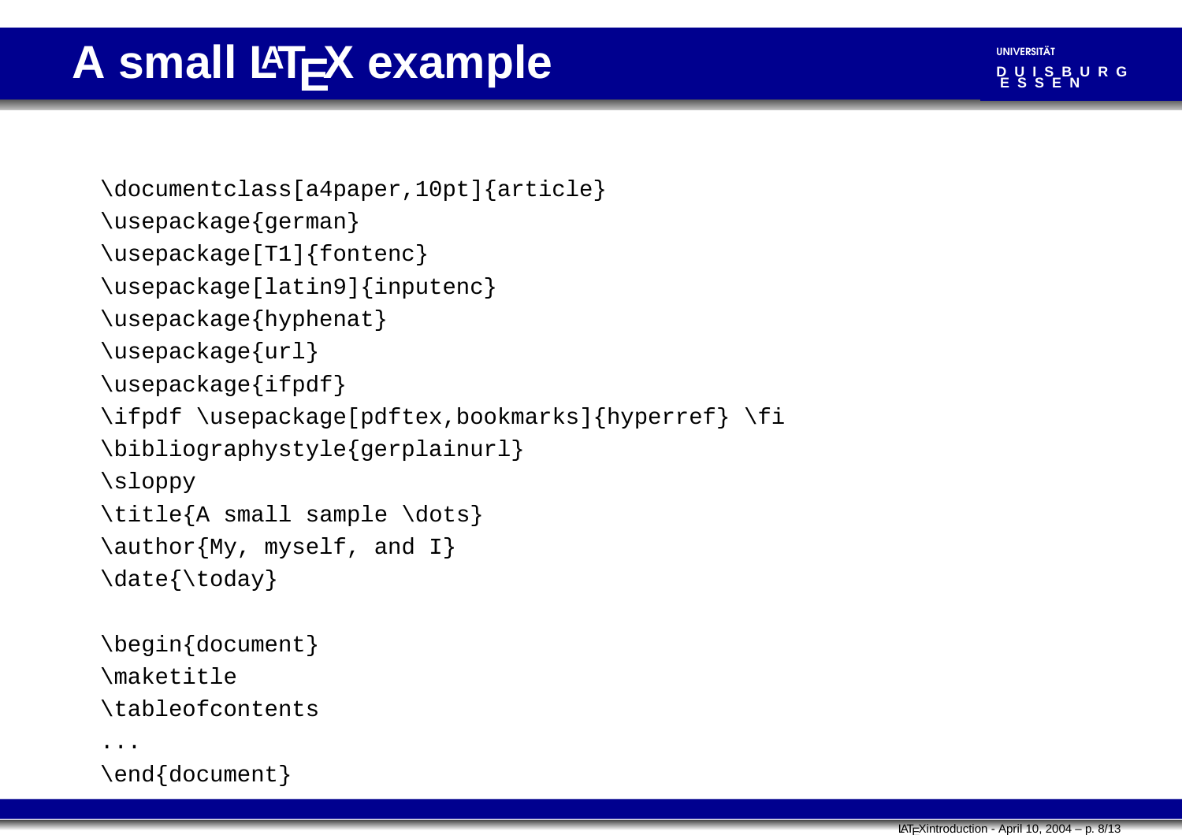# A small LaTeX example

```
\documentclass[a4paper,10pt]{article}
\usepackage{german}
\usepackage[T1]{fontenc}
\usepackage[latin9]{inputenc}
\usepackage{hyphenat}
\usepackage{url}
\usepackage{ifpdf}
\ifpdf \usepackage[pdftex,bookmarks]{hyperref} \fi
\bibliographystyle{gerplainurl}
\sloppy
\title{A small sample \dots}
\author{My, myself, and I}
\date{\today}

\begin{document}
\maketitle
\tableofcontents
...
\end{document}
```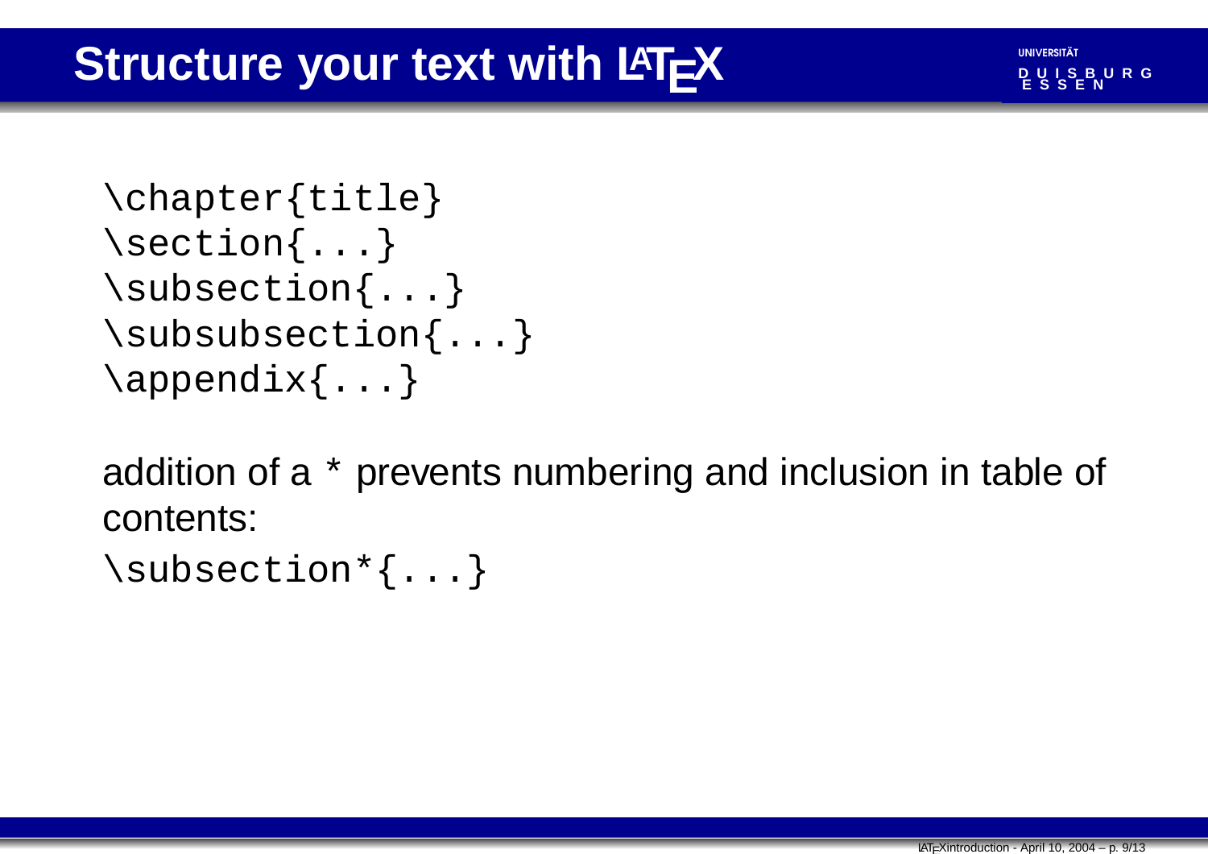# Structure your text with LaTeX

```
\chapter{title}
\section{...}
\subsection{...}
\subsubsection{...}
\appendix{...}
```

addition of a `*` prevents numbering and inclusion in table of contents:

```
\subsection*{...}
```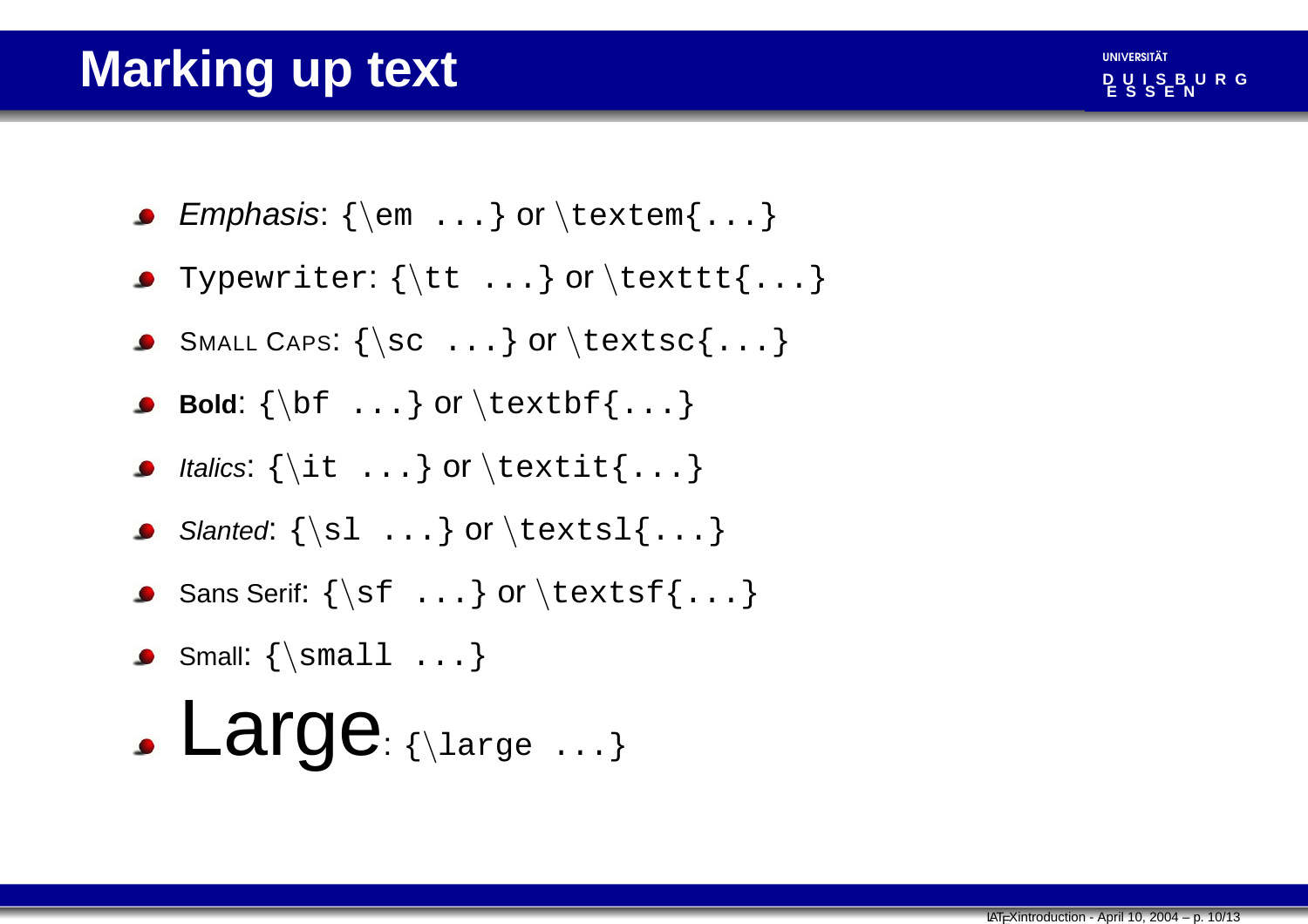# Marking up text

- *Emphasis*: `{\em ...}` or `\textem{...}`
- `Typewriter`: `{\tt ...}` or `\texttt{...}`
- Small Caps: `{\sc ...}` or `\textsc{...}`
- **Bold**: `{\bf ...}` or `\textbf{...}`
- *Italics*: `{\it ...}` or `\textit{...}`
- *Slanted*: `{\sl ...}` or `\textsl{...}`
- Sans Serif: `{\sf ...}` or `\textsf{...}`
- Small: `{\small ...}`
- Large: `{\large ...}`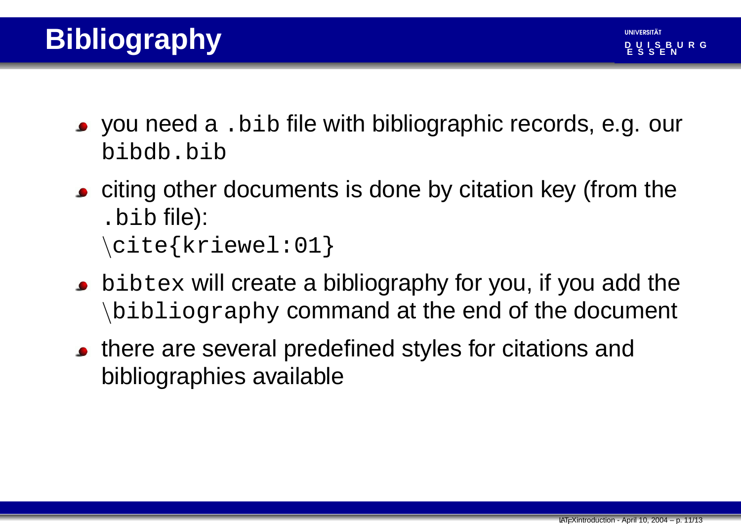# Bibliography

- you need a `.bib` file with bibliographic records, e.g. our `bibdb.bib`
- citing other documents is done by citation key (from the `.bib` file):
  `\cite{kriewel:01}`
- `bibtex` will create a bibliography for you, if you add the `\bibliography` command at the end of the document
- there are several predefined styles for citations and bibliographies available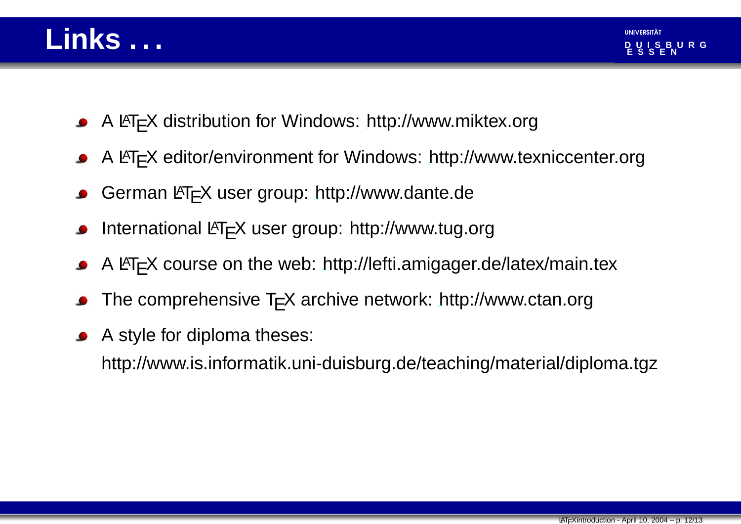# Links . . .

- A LaTeX distribution for Windows: http://www.miktex.org
- A LaTeX editor/environment for Windows: http://www.texniccenter.org
- German LaTeX user group: http://www.dante.de
- International LaTeX user group: http://www.tug.org
- A LaTeX course on the web: http://lefti.amigager.de/latex/main.tex
- The comprehensive TeX archive network: http://www.ctan.org
- A style for diploma theses: http://www.is.informatik.uni-duisburg.de/teaching/material/diploma.tgz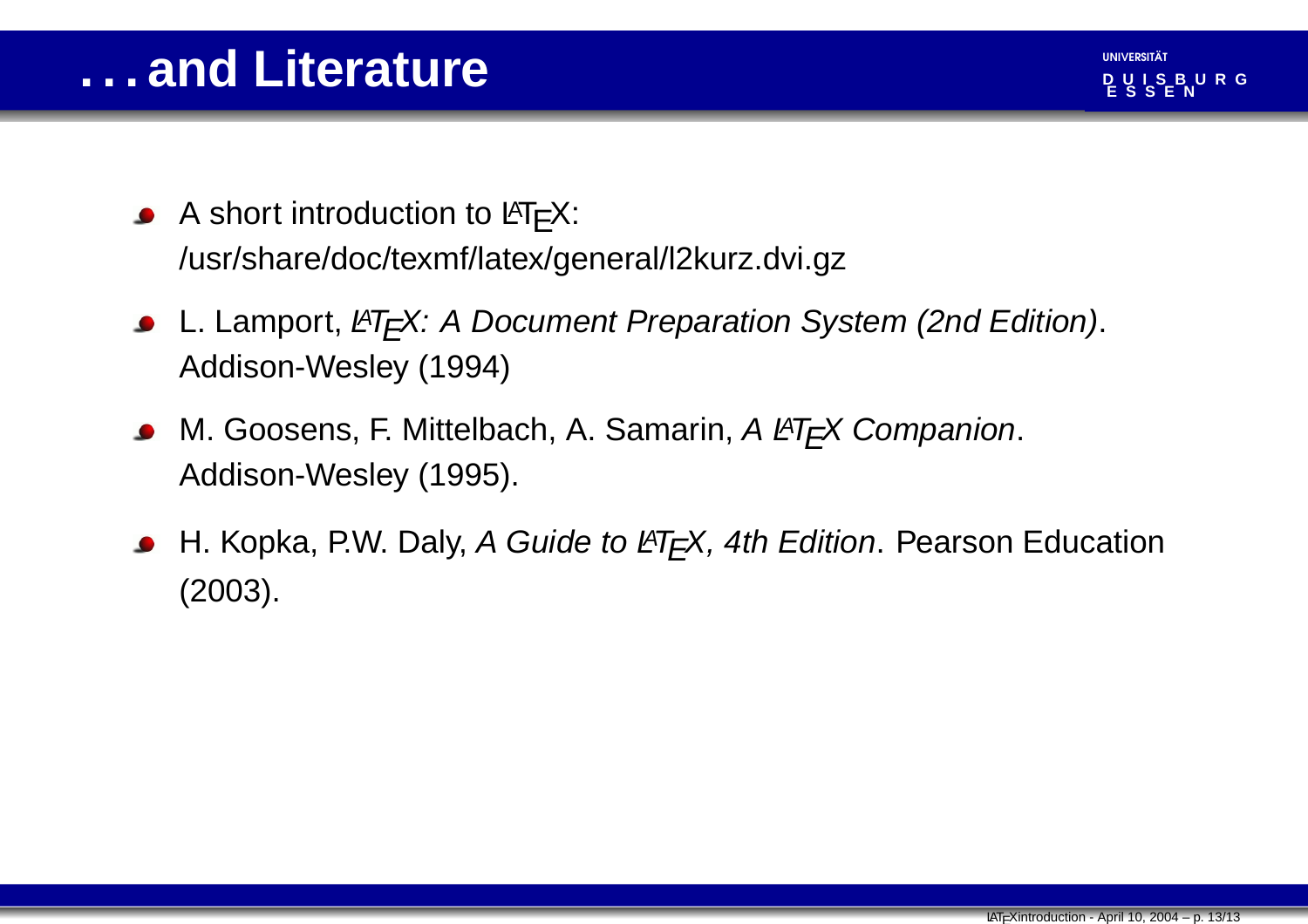# . . . and Literature

- A short introduction to LaTeX:
  /usr/share/doc/texmf/latex/general/l2kurz.dvi.gz
- L. Lamport, *LaTeX: A Document Preparation System (2nd Edition)*. Addison-Wesley (1994)
- M. Goosens, F. Mittelbach, A. Samarin, *A LaTeX Companion*. Addison-Wesley (1995).
- H. Kopka, P.W. Daly, *A Guide to LaTeX, 4th Edition*. Pearson Education (2003).